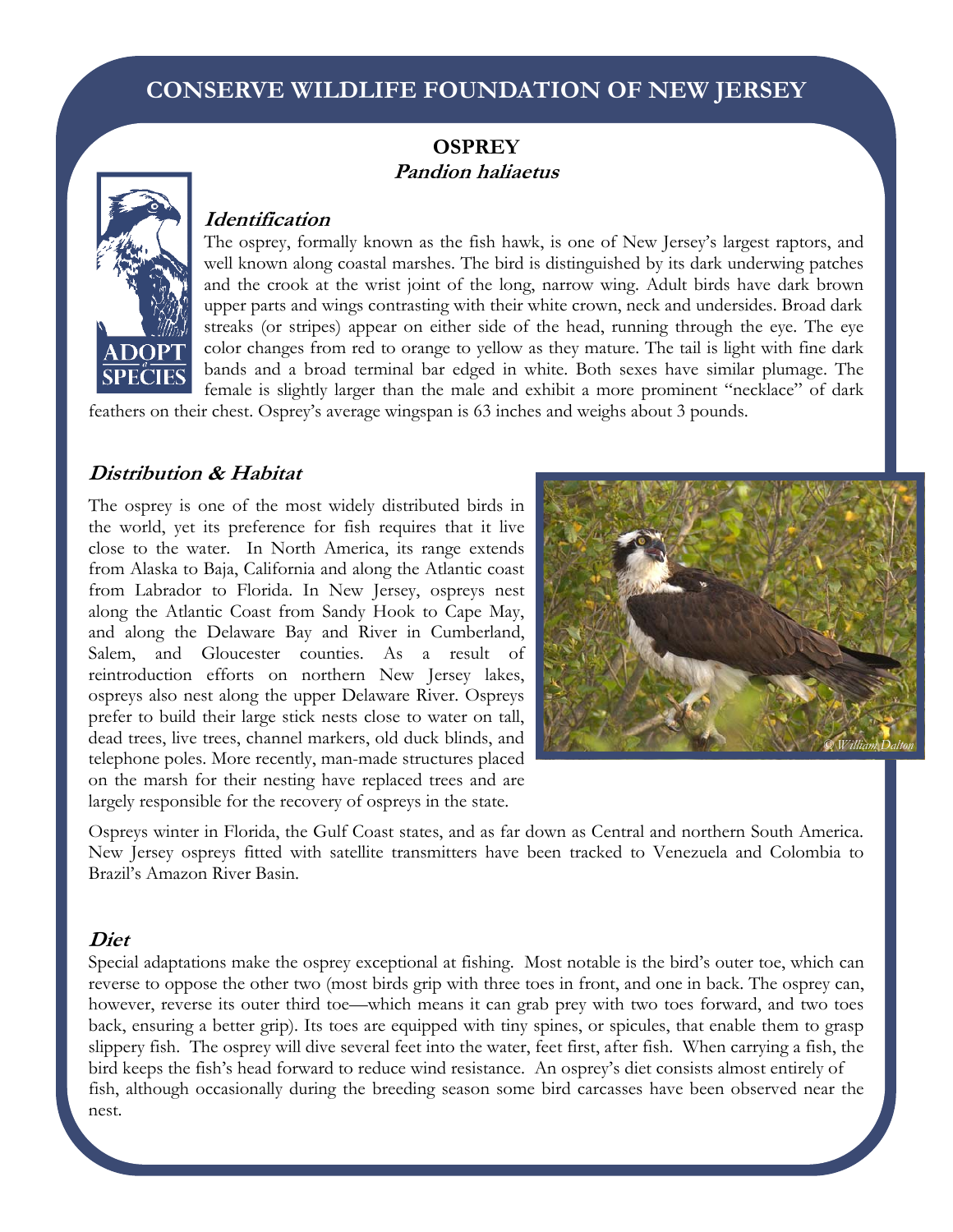# CONSERVE WILDLIFE FOUNDATION OF NEW JERSEY

## OSPREY
### *Pandion haliaetus*

### *Identification*

The osprey, formally known as the fish hawk, is one of New Jersey's largest raptors, and well known along coastal marshes. The bird is distinguished by its dark underwing patches and the crook at the wrist joint of the long, narrow wing. Adult birds have dark brown upper parts and wings contrasting with their white crown, neck and undersides. Broad dark streaks (or stripes) appear on either side of the head, running through the eye. The eye color changes from red to orange to yellow as they mature. The tail is light with fine dark bands and a broad terminal bar edged in white. Both sexes have similar plumage. The female is slightly larger than the male and exhibit a more prominent "necklace" of dark feathers on their chest. Osprey's average wingspan is 63 inches and weighs about 3 pounds.

### *Distribution & Habitat*

The osprey is one of the most widely distributed birds in the world, yet its preference for fish requires that it live close to the water. In North America, its range extends from Alaska to Baja, California and along the Atlantic coast from Labrador to Florida. In New Jersey, ospreys nest along the Atlantic Coast from Sandy Hook to Cape May, and along the Delaware Bay and River in Cumberland, Salem, and Gloucester counties. As a result of reintroduction efforts on northern New Jersey lakes, ospreys also nest along the upper Delaware River. Ospreys prefer to build their large stick nests close to water on tall, dead trees, live trees, channel markers, old duck blinds, and telephone poles. More recently, man-made structures placed on the marsh for their nesting have replaced trees and are largely responsible for the recovery of ospreys in the state.

© William Dalton

Ospreys winter in Florida, the Gulf Coast states, and as far down as Central and northern South America. New Jersey ospreys fitted with satellite transmitters have been tracked to Venezuela and Colombia to Brazil's Amazon River Basin.

### *Diet*

Special adaptations make the osprey exceptional at fishing. Most notable is the bird's outer toe, which can reverse to oppose the other two (most birds grip with three toes in front, and one in back. The osprey can, however, reverse its outer third toe—which means it can grab prey with two toes forward, and two toes back, ensuring a better grip). Its toes are equipped with tiny spines, or spicules, that enable them to grasp slippery fish. The osprey will dive several feet into the water, feet first, after fish. When carrying a fish, the bird keeps the fish's head forward to reduce wind resistance. An osprey's diet consists almost entirely of fish, although occasionally during the breeding season some bird carcasses have been observed near the nest.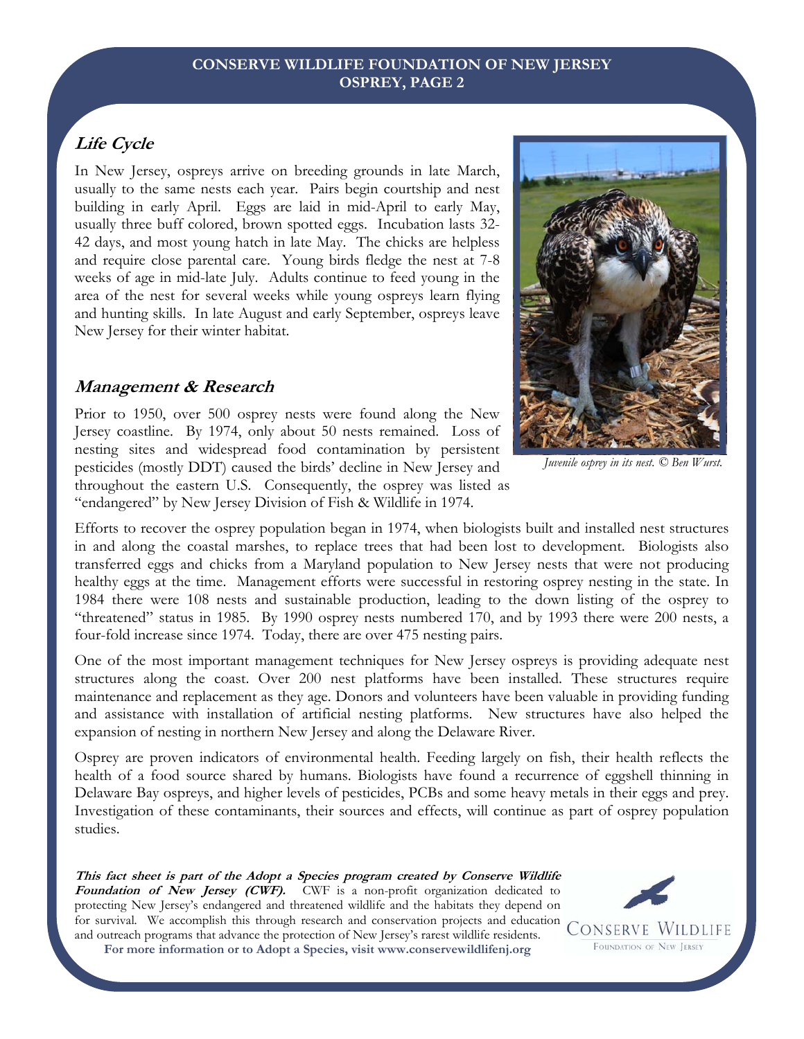## Life Cycle

In New Jersey, ospreys arrive on breeding grounds in late March, usually to the same nests each year. Pairs begin courtship and nest building in early April. Eggs are laid in mid-April to early May, usually three buff colored, brown spotted eggs. Incubation lasts 32-42 days, and most young hatch in late May. The chicks are helpless and require close parental care. Young birds fledge the nest at 7-8 weeks of age in mid-late July. Adults continue to feed young in the area of the nest for several weeks while young ospreys learn flying and hunting skills. In late August and early September, ospreys leave New Jersey for their winter habitat.

*Juvenile osprey in its nest. © Ben Wurst.*

## Management & Research

Prior to 1950, over 500 osprey nests were found along the New Jersey coastline. By 1974, only about 50 nests remained. Loss of nesting sites and widespread food contamination by persistent pesticides (mostly DDT) caused the birds' decline in New Jersey and throughout the eastern U.S. Consequently, the osprey was listed as "endangered" by New Jersey Division of Fish & Wildlife in 1974.

Efforts to recover the osprey population began in 1974, when biologists built and installed nest structures in and along the coastal marshes, to replace trees that had been lost to development. Biologists also transferred eggs and chicks from a Maryland population to New Jersey nests that were not producing healthy eggs at the time. Management efforts were successful in restoring osprey nesting in the state. In 1984 there were 108 nests and sustainable production, leading to the down listing of the osprey to "threatened" status in 1985. By 1990 osprey nests numbered 170, and by 1993 there were 200 nests, a four-fold increase since 1974. Today, there are over 475 nesting pairs.

One of the most important management techniques for New Jersey ospreys is providing adequate nest structures along the coast. Over 200 nest platforms have been installed. These structures require maintenance and replacement as they age. Donors and volunteers have been valuable in providing funding and assistance with installation of artificial nesting platforms. New structures have also helped the expansion of nesting in northern New Jersey and along the Delaware River.

Osprey are proven indicators of environmental health. Feeding largely on fish, their health reflects the health of a food source shared by humans. Biologists have found a recurrence of eggshell thinning in Delaware Bay ospreys, and higher levels of pesticides, PCBs and some heavy metals in their eggs and prey. Investigation of these contaminants, their sources and effects, will continue as part of osprey population studies.

***This fact sheet is part of the Adopt a Species program created by Conserve Wildlife Foundation of New Jersey (CWF).*** CWF is a non-profit organization dedicated to protecting New Jersey's endangered and threatened wildlife and the habitats they depend on for survival. We accomplish this through research and conservation projects and education and outreach programs that advance the protection of New Jersey's rarest wildlife residents.

**For more information or to Adopt a Species, visit www.conservewildlifenj.org**

CONSERVE WILDLIFE
FOUNDATION OF NEW JERSEY